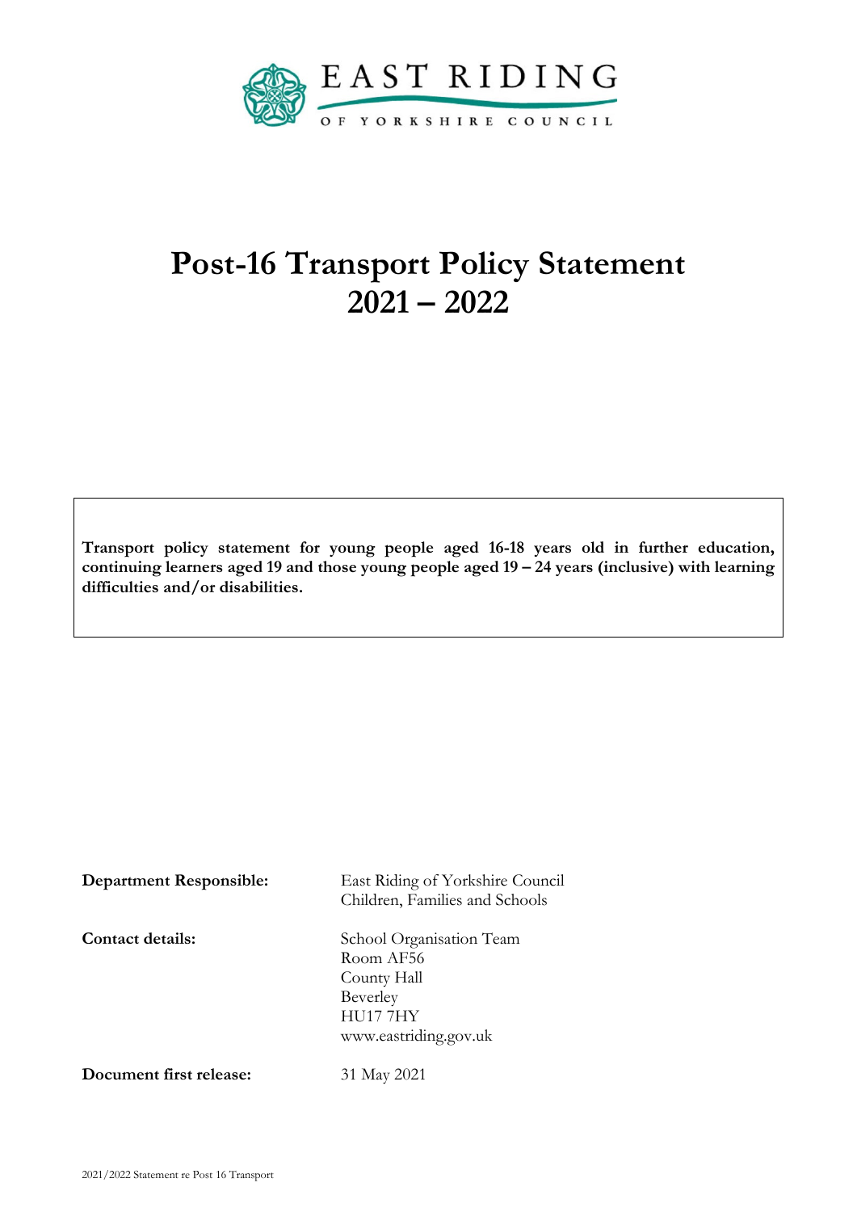EAST RIDING

OF YORKSHIRE COUNCIL

# Post-16 Transport Policy Statement 2021 – 2022

**Transport policy statement for young people aged 16-18 years old in further education, continuing learners aged 19 and those young people aged 19 – 24 years (inclusive) with learning difficulties and/or disabilities.**

**Department Responsible:** East Riding of Yorkshire Council
Children, Families and Schools

**Contact details:** School Organisation Team
Room AF56
County Hall
Beverley
HU17 7HY
www.eastriding.gov.uk

**Document first release:** 31 May 2021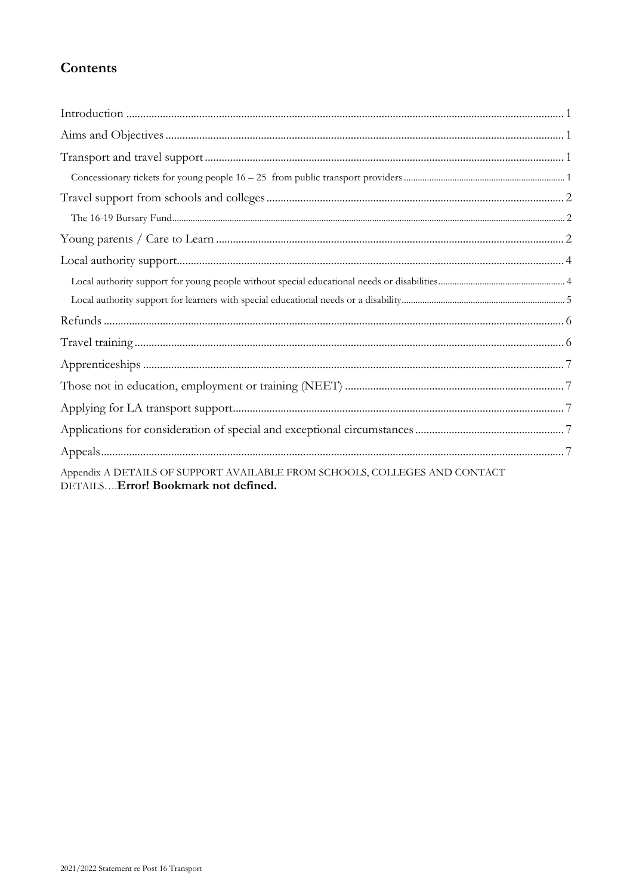## Contents

Introduction ........ 1
Aims and Objectives ........ 1
Transport and travel support ........ 1
- Concessionary tickets for young people 16 – 25 from public transport providers ........ 1

Travel support from schools and colleges ........ 2
- The 16-19 Bursary Fund ........ 2

Young parents / Care to Learn ........ 2
Local authority support ........ 4
- Local authority support for young people without special educational needs or disabilities ........ 4
- Local authority support for learners with special educational needs or a disability ........ 5

Refunds ........ 6
Travel training ........ 6
Apprenticeships ........ 7
Those not in education, employment or training (NEET) ........ 7
Applying for LA transport support ........ 7
Applications for consideration of special and exceptional circumstances ........ 7
Appeals ........ 7
Appendix A DETAILS OF SUPPORT AVAILABLE FROM SCHOOLS, COLLEGES AND CONTACT DETAILS....**Error! Bookmark not defined.**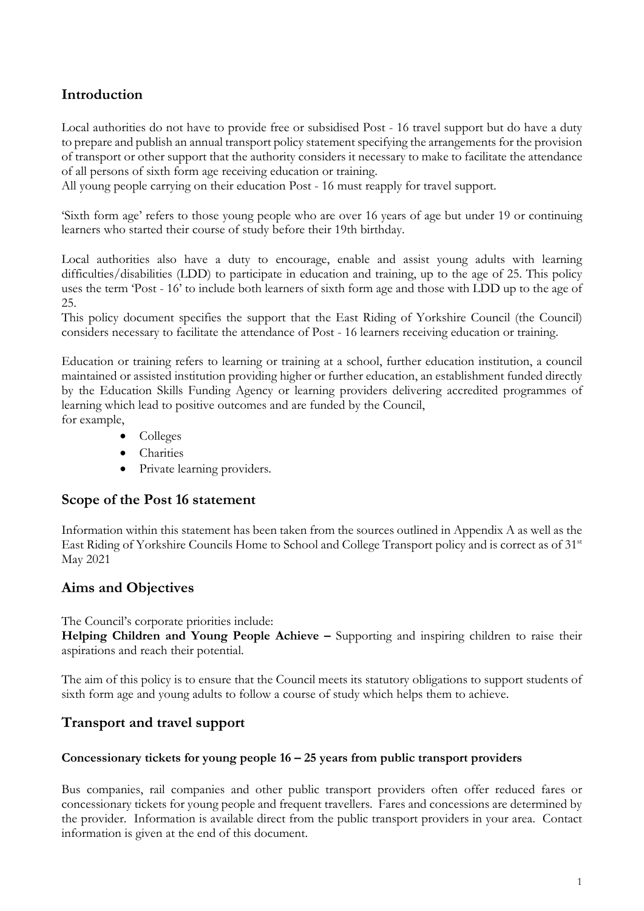## Introduction

Local authorities do not have to provide free or subsidised Post - 16 travel support but do have a duty to prepare and publish an annual transport policy statement specifying the arrangements for the provision of transport or other support that the authority considers it necessary to make to facilitate the attendance of all persons of sixth form age receiving education or training.
All young people carrying on their education Post - 16 must reapply for travel support.

'Sixth form age' refers to those young people who are over 16 years of age but under 19 or continuing learners who started their course of study before their 19th birthday.

Local authorities also have a duty to encourage, enable and assist young adults with learning difficulties/disabilities (LDD) to participate in education and training, up to the age of 25. This policy uses the term 'Post - 16' to include both learners of sixth form age and those with LDD up to the age of 25.
This policy document specifies the support that the East Riding of Yorkshire Council (the Council) considers necessary to facilitate the attendance of Post - 16 learners receiving education or training.

Education or training refers to learning or training at a school, further education institution, a council maintained or assisted institution providing higher or further education, an establishment funded directly by the Education Skills Funding Agency or learning providers delivering accredited programmes of learning which lead to positive outcomes and are funded by the Council,
for example,

- Colleges
- Charities
- Private learning providers.

## Scope of the Post 16 statement

Information within this statement has been taken from the sources outlined in Appendix A as well as the East Riding of Yorkshire Councils Home to School and College Transport policy and is correct as of 31st May 2021

## Aims and Objectives

The Council's corporate priorities include:
**Helping Children and Young People Achieve –** Supporting and inspiring children to raise their aspirations and reach their potential.

The aim of this policy is to ensure that the Council meets its statutory obligations to support students of sixth form age and young adults to follow a course of study which helps them to achieve.

## Transport and travel support

### Concessionary tickets for young people 16 – 25 years from public transport providers

Bus companies, rail companies and other public transport providers often offer reduced fares or concessionary tickets for young people and frequent travellers. Fares and concessions are determined by the provider. Information is available direct from the public transport providers in your area. Contact information is given at the end of this document.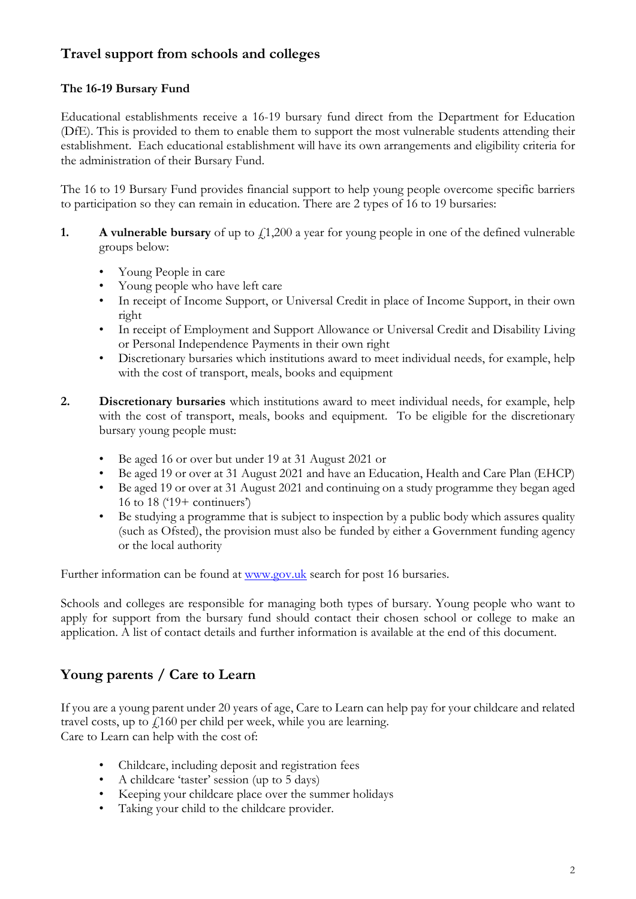## Travel support from schools and colleges

### The 16-19 Bursary Fund

Educational establishments receive a 16-19 bursary fund direct from the Department for Education (DfE). This is provided to them to enable them to support the most vulnerable students attending their establishment. Each educational establishment will have its own arrangements and eligibility criteria for the administration of their Bursary Fund.

The 16 to 19 Bursary Fund provides financial support to help young people overcome specific barriers to participation so they can remain in education. There are 2 types of 16 to 19 bursaries:

1. **A vulnerable bursary** of up to £1,200 a year for young people in one of the defined vulnerable groups below:
   - Young People in care
   - Young people who have left care
   - In receipt of Income Support, or Universal Credit in place of Income Support, in their own right
   - In receipt of Employment and Support Allowance or Universal Credit and Disability Living or Personal Independence Payments in their own right
   - Discretionary bursaries which institutions award to meet individual needs, for example, help with the cost of transport, meals, books and equipment

2. **Discretionary bursaries** which institutions award to meet individual needs, for example, help with the cost of transport, meals, books and equipment. To be eligible for the discretionary bursary young people must:
   - Be aged 16 or over but under 19 at 31 August 2021 or
   - Be aged 19 or over at 31 August 2021 and have an Education, Health and Care Plan (EHCP)
   - Be aged 19 or over at 31 August 2021 and continuing on a study programme they began aged 16 to 18 ('19+ continuers')
   - Be studying a programme that is subject to inspection by a public body which assures quality (such as Ofsted), the provision must also be funded by either a Government funding agency or the local authority

Further information can be found at www.gov.uk search for post 16 bursaries.

Schools and colleges are responsible for managing both types of bursary. Young people who want to apply for support from the bursary fund should contact their chosen school or college to make an application. A list of contact details and further information is available at the end of this document.

## Young parents / Care to Learn

If you are a young parent under 20 years of age, Care to Learn can help pay for your childcare and related travel costs, up to £160 per child per week, while you are learning.
Care to Learn can help with the cost of:

- Childcare, including deposit and registration fees
- A childcare 'taster' session (up to 5 days)
- Keeping your childcare place over the summer holidays
- Taking your child to the childcare provider.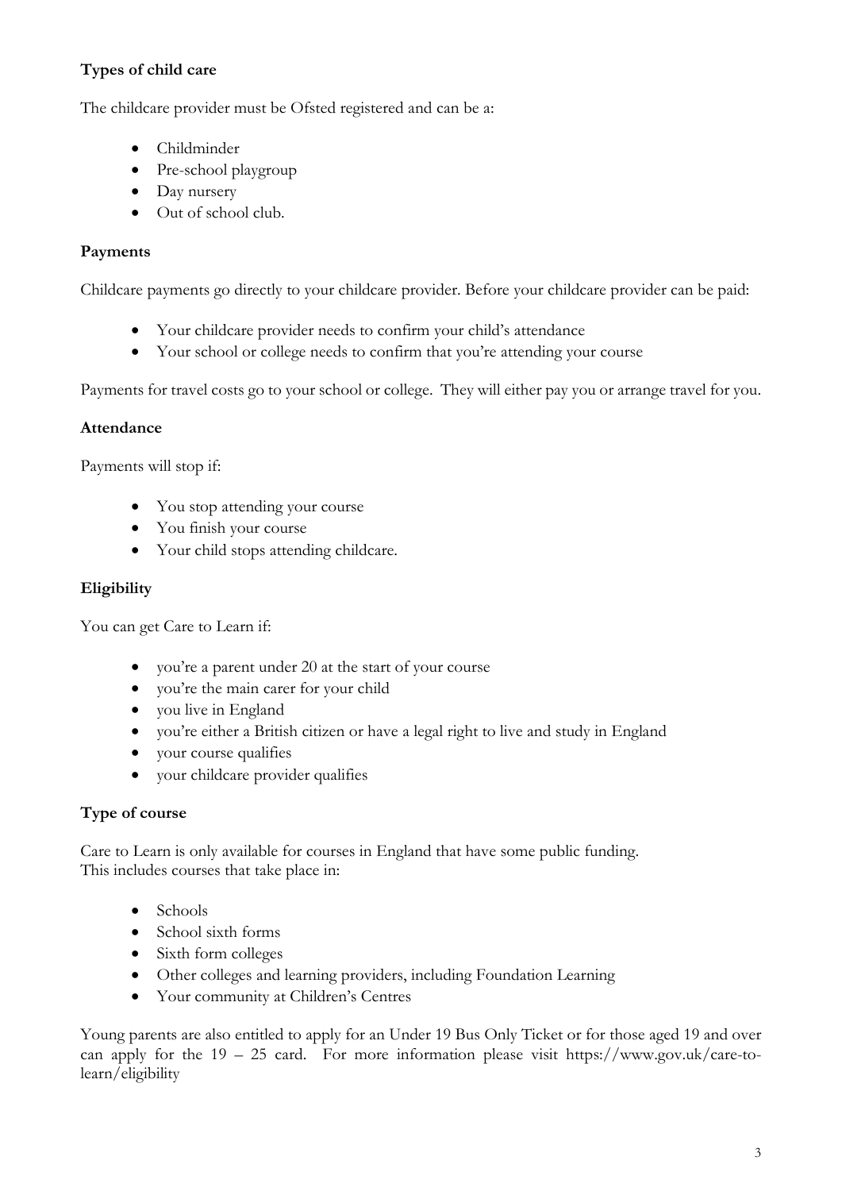**Types of child care**

The childcare provider must be Ofsted registered and can be a:

- Childminder
- Pre-school playgroup
- Day nursery
- Out of school club.

**Payments**

Childcare payments go directly to your childcare provider. Before your childcare provider can be paid:

- Your childcare provider needs to confirm your child's attendance
- Your school or college needs to confirm that you're attending your course

Payments for travel costs go to your school or college. They will either pay you or arrange travel for you.

**Attendance**

Payments will stop if:

- You stop attending your course
- You finish your course
- Your child stops attending childcare.

**Eligibility**

You can get Care to Learn if:

- you're a parent under 20 at the start of your course
- you're the main carer for your child
- you live in England
- you're either a British citizen or have a legal right to live and study in England
- your course qualifies
- your childcare provider qualifies

**Type of course**

Care to Learn is only available for courses in England that have some public funding.
This includes courses that take place in:

- Schools
- School sixth forms
- Sixth form colleges
- Other colleges and learning providers, including Foundation Learning
- Your community at Children's Centres

Young parents are also entitled to apply for an Under 19 Bus Only Ticket or for those aged 19 and over can apply for the 19 – 25 card. For more information please visit https://www.gov.uk/care-to-learn/eligibility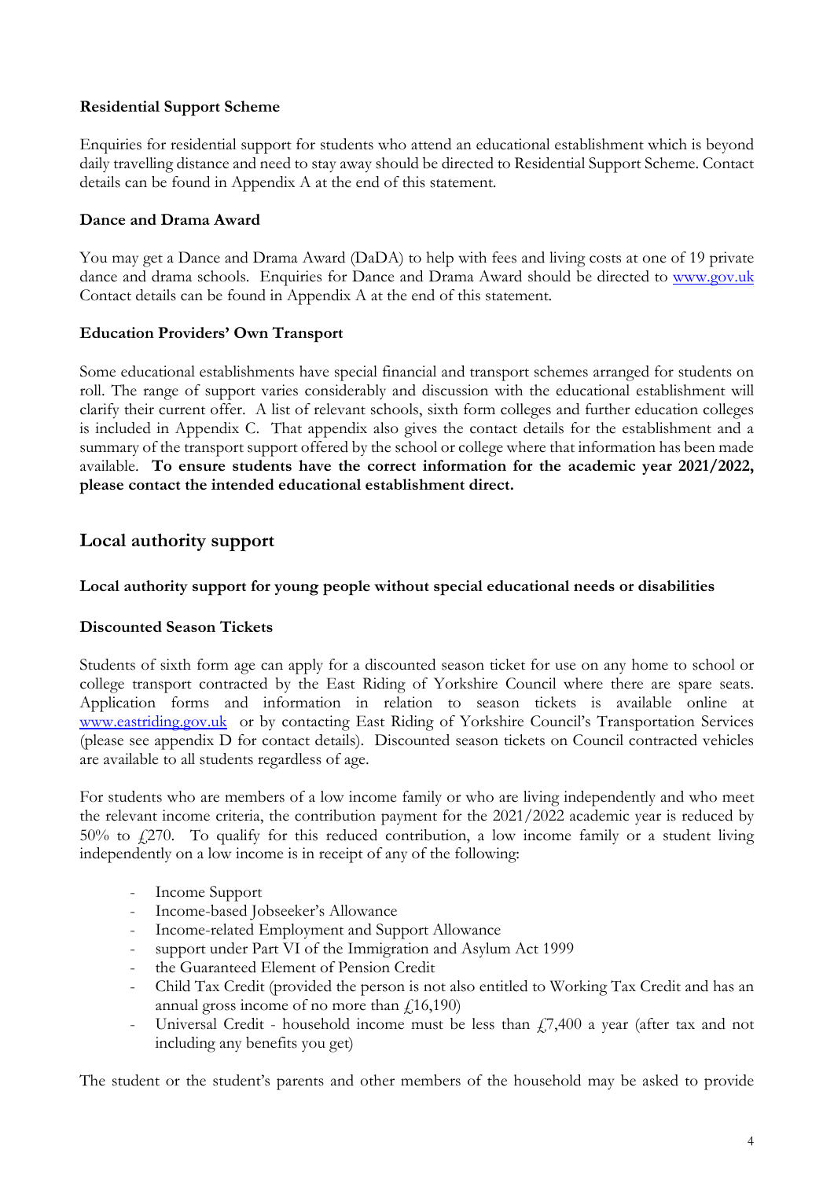**Residential Support Scheme**

Enquiries for residential support for students who attend an educational establishment which is beyond daily travelling distance and need to stay away should be directed to Residential Support Scheme. Contact details can be found in Appendix A at the end of this statement.

**Dance and Drama Award**

You may get a Dance and Drama Award (DaDA) to help with fees and living costs at one of 19 private dance and drama schools. Enquiries for Dance and Drama Award should be directed to [www.gov.uk](www.gov.uk) Contact details can be found in Appendix A at the end of this statement.

**Education Providers' Own Transport**

Some educational establishments have special financial and transport schemes arranged for students on roll. The range of support varies considerably and discussion with the educational establishment will clarify their current offer. A list of relevant schools, sixth form colleges and further education colleges is included in Appendix C. That appendix also gives the contact details for the establishment and a summary of the transport support offered by the school or college where that information has been made available. **To ensure students have the correct information for the academic year 2021/2022, please contact the intended educational establishment direct.**

## Local authority support

**Local authority support for young people without special educational needs or disabilities**

**Discounted Season Tickets**

Students of sixth form age can apply for a discounted season ticket for use on any home to school or college transport contracted by the East Riding of Yorkshire Council where there are spare seats. Application forms and information in relation to season tickets is available online at [www.eastriding.gov.uk](www.eastriding.gov.uk) or by contacting East Riding of Yorkshire Council's Transportation Services (please see appendix D for contact details). Discounted season tickets on Council contracted vehicles are available to all students regardless of age.

For students who are members of a low income family or who are living independently and who meet the relevant income criteria, the contribution payment for the 2021/2022 academic year is reduced by 50% to £270. To qualify for this reduced contribution, a low income family or a student living independently on a low income is in receipt of any of the following:

- Income Support
- Income-based Jobseeker's Allowance
- Income-related Employment and Support Allowance
- support under Part VI of the Immigration and Asylum Act 1999
- the Guaranteed Element of Pension Credit
- Child Tax Credit (provided the person is not also entitled to Working Tax Credit and has an annual gross income of no more than £16,190)
- Universal Credit - household income must be less than £7,400 a year (after tax and not including any benefits you get)

The student or the student's parents and other members of the household may be asked to provide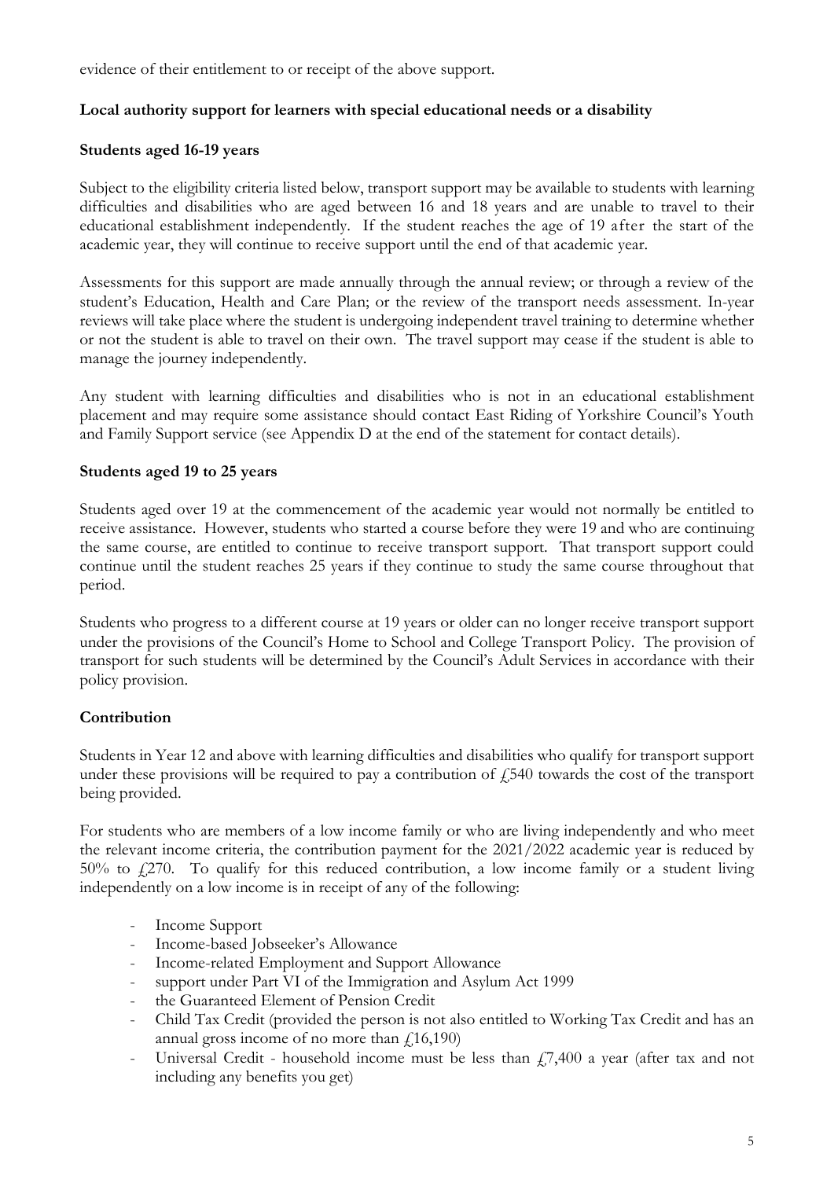evidence of their entitlement to or receipt of the above support.

**Local authority support for learners with special educational needs or a disability**

**Students aged 16-19 years**

Subject to the eligibility criteria listed below, transport support may be available to students with learning difficulties and disabilities who are aged between 16 and 18 years and are unable to travel to their educational establishment independently. If the student reaches the age of 19 after the start of the academic year, they will continue to receive support until the end of that academic year.

Assessments for this support are made annually through the annual review; or through a review of the student's Education, Health and Care Plan; or the review of the transport needs assessment. In-year reviews will take place where the student is undergoing independent travel training to determine whether or not the student is able to travel on their own. The travel support may cease if the student is able to manage the journey independently.

Any student with learning difficulties and disabilities who is not in an educational establishment placement and may require some assistance should contact East Riding of Yorkshire Council's Youth and Family Support service (see Appendix D at the end of the statement for contact details).

**Students aged 19 to 25 years**

Students aged over 19 at the commencement of the academic year would not normally be entitled to receive assistance. However, students who started a course before they were 19 and who are continuing the same course, are entitled to continue to receive transport support. That transport support could continue until the student reaches 25 years if they continue to study the same course throughout that period.

Students who progress to a different course at 19 years or older can no longer receive transport support under the provisions of the Council's Home to School and College Transport Policy. The provision of transport for such students will be determined by the Council's Adult Services in accordance with their policy provision.

**Contribution**

Students in Year 12 and above with learning difficulties and disabilities who qualify for transport support under these provisions will be required to pay a contribution of £540 towards the cost of the transport being provided.

For students who are members of a low income family or who are living independently and who meet the relevant income criteria, the contribution payment for the 2021/2022 academic year is reduced by 50% to £270. To qualify for this reduced contribution, a low income family or a student living independently on a low income is in receipt of any of the following:

- Income Support
- Income-based Jobseeker's Allowance
- Income-related Employment and Support Allowance
- support under Part VI of the Immigration and Asylum Act 1999
- the Guaranteed Element of Pension Credit
- Child Tax Credit (provided the person is not also entitled to Working Tax Credit and has an annual gross income of no more than £16,190)
- Universal Credit - household income must be less than £7,400 a year (after tax and not including any benefits you get)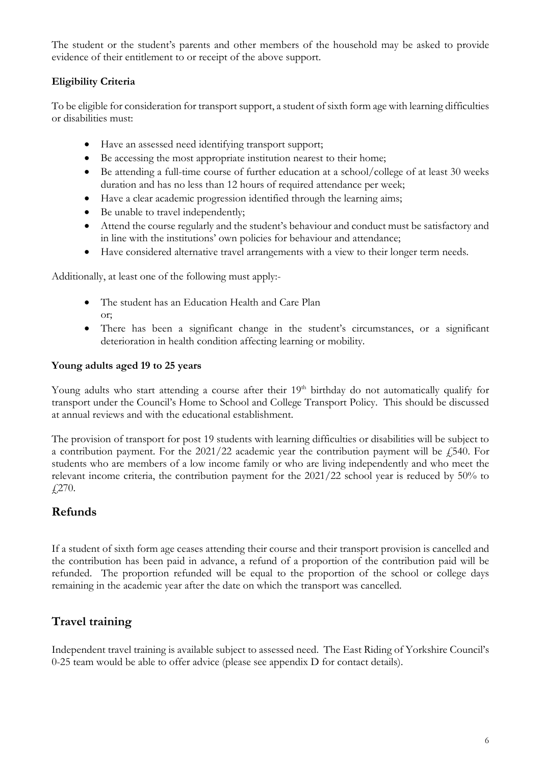The student or the student's parents and other members of the household may be asked to provide evidence of their entitlement to or receipt of the above support.

**Eligibility Criteria**

To be eligible for consideration for transport support, a student of sixth form age with learning difficulties or disabilities must:

- Have an assessed need identifying transport support;
- Be accessing the most appropriate institution nearest to their home;
- Be attending a full-time course of further education at a school/college of at least 30 weeks duration and has no less than 12 hours of required attendance per week;
- Have a clear academic progression identified through the learning aims;
- Be unable to travel independently;
- Attend the course regularly and the student's behaviour and conduct must be satisfactory and in line with the institutions' own policies for behaviour and attendance;
- Have considered alternative travel arrangements with a view to their longer term needs.

Additionally, at least one of the following must apply:-

- The student has an Education Health and Care Plan  
  or;
- There has been a significant change in the student's circumstances, or a significant deterioration in health condition affecting learning or mobility.

**Young adults aged 19 to 25 years**

Young adults who start attending a course after their 19th birthday do not automatically qualify for transport under the Council's Home to School and College Transport Policy. This should be discussed at annual reviews and with the educational establishment.

The provision of transport for post 19 students with learning difficulties or disabilities will be subject to a contribution payment. For the 2021/22 academic year the contribution payment will be £540. For students who are members of a low income family or who are living independently and who meet the relevant income criteria, the contribution payment for the 2021/22 school year is reduced by 50% to £270.

## Refunds

If a student of sixth form age ceases attending their course and their transport provision is cancelled and the contribution has been paid in advance, a refund of a proportion of the contribution paid will be refunded. The proportion refunded will be equal to the proportion of the school or college days remaining in the academic year after the date on which the transport was cancelled.

## Travel training

Independent travel training is available subject to assessed need. The East Riding of Yorkshire Council's 0-25 team would be able to offer advice (please see appendix D for contact details).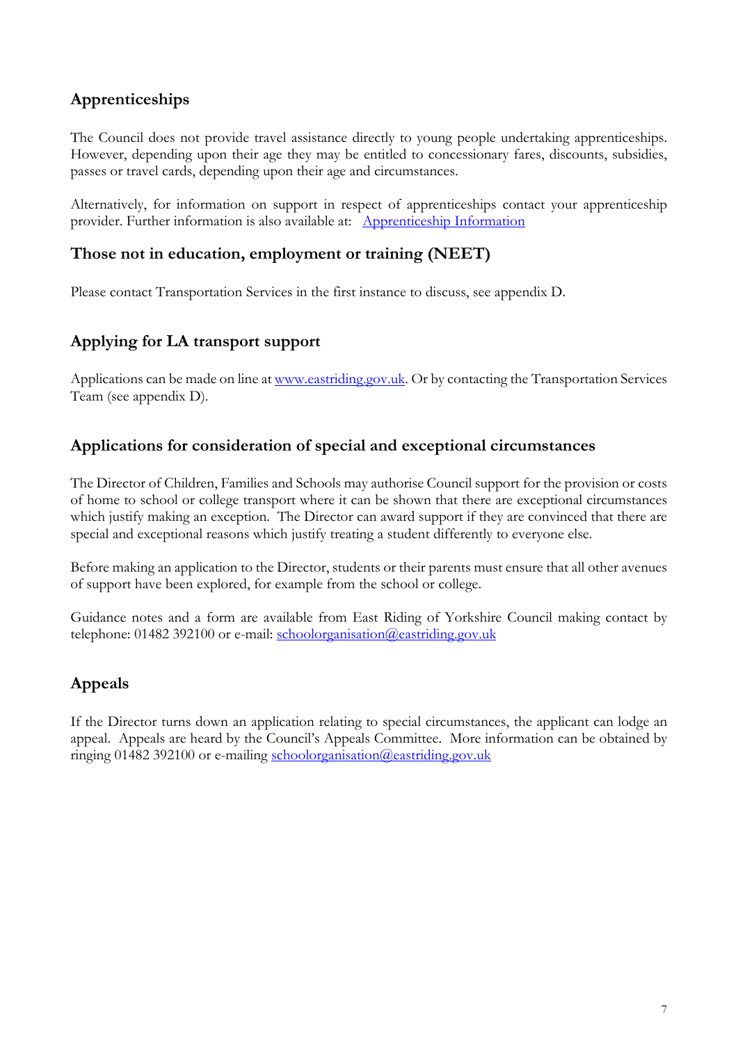## Apprenticeships

The Council does not provide travel assistance directly to young people undertaking apprenticeships. However, depending upon their age they may be entitled to concessionary fares, discounts, subsidies, passes or travel cards, depending upon their age and circumstances.

Alternatively, for information on support in respect of apprenticeships contact your apprenticeship provider. Further information is also available at: [Apprenticeship Information]

## Those not in education, employment or training (NEET)

Please contact Transportation Services in the first instance to discuss, see appendix D.

## Applying for LA transport support

Applications can be made on line at www.eastriding.gov.uk. Or by contacting the Transportation Services Team (see appendix D).

## Applications for consideration of special and exceptional circumstances

The Director of Children, Families and Schools may authorise Council support for the provision or costs of home to school or college transport where it can be shown that there are exceptional circumstances which justify making an exception. The Director can award support if they are convinced that there are special and exceptional reasons which justify treating a student differently to everyone else.

Before making an application to the Director, students or their parents must ensure that all other avenues of support have been explored, for example from the school or college.

Guidance notes and a form are available from East Riding of Yorkshire Council making contact by telephone: 01482 392100 or e-mail: schoolorganisation@eastriding.gov.uk

## Appeals

If the Director turns down an application relating to special circumstances, the applicant can lodge an appeal. Appeals are heard by the Council's Appeals Committee. More information can be obtained by ringing 01482 392100 or e-mailing schoolorganisation@eastriding.gov.uk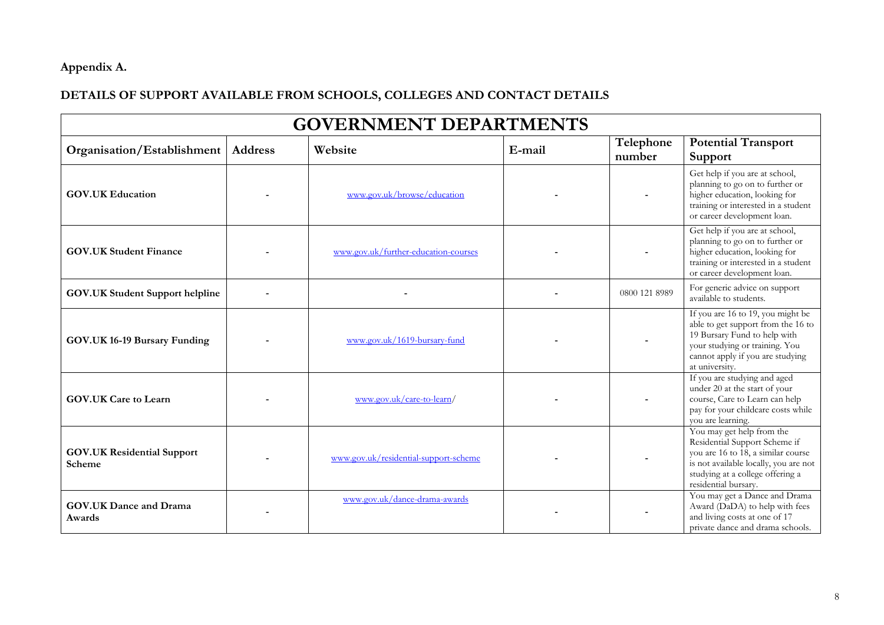**Appendix A.**

**DETAILS OF SUPPORT AVAILABLE FROM SCHOOLS, COLLEGES AND CONTACT DETAILS**

| GOVERNMENT DEPARTMENTS | | | | | |
|---|---|---|---|---|---|
| **Organisation/Establishment** | **Address** | **Website** | **E-mail** | **Telephone number** | **Potential Transport Support** |
| **GOV.UK Education** | - | www.gov.uk/browse/education | - | - | Get help if you are at school, planning to go on to further or higher education, looking for training or interested in a student or career development loan. |
| **GOV.UK Student Finance** | - | www.gov.uk/further-education-courses | - | - | Get help if you are at school, planning to go on to further or higher education, looking for training or interested in a student or career development loan. |
| **GOV.UK Student Support helpline** | - | - | - | 0800 121 8989 | For generic advice on support available to students. |
| **GOV.UK 16-19 Bursary Funding** | - | www.gov.uk/1619-bursary-fund | - | - | If you are 16 to 19, you might be able to get support from the 16 to 19 Bursary Fund to help with your studying or training. You cannot apply if you are studying at university. |
| **GOV.UK Care to Learn** | - | www.gov.uk/care-to-learn/ | - | - | If you are studying and aged under 20 at the start of your course, Care to Learn can help pay for your childcare costs while you are learning. |
| **GOV.UK Residential Support Scheme** | - | www.gov.uk/residential-support-scheme | - | - | You may get help from the Residential Support Scheme if you are 16 to 18, a similar course is not available locally, you are not studying at a college offering a residential bursary. |
| **GOV.UK Dance and Drama Awards** | - | www.gov.uk/dance-drama-awards | - | - | You may get a Dance and Drama Award (DaDA) to help with fees and living costs at one of 17 private dance and drama schools. |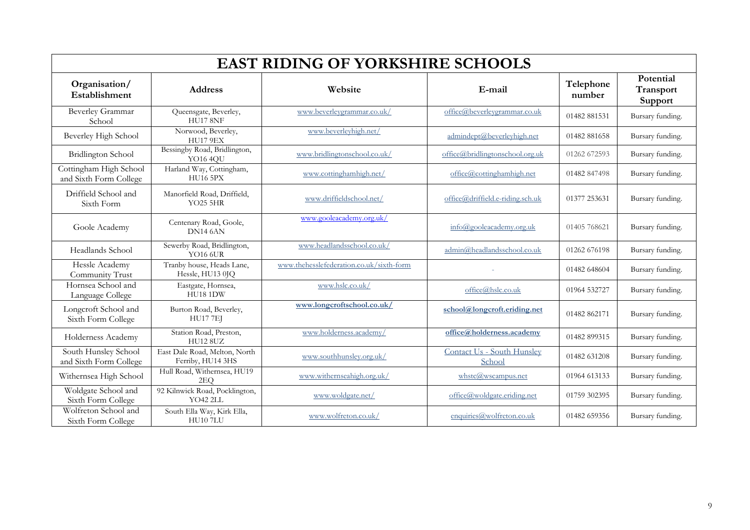| EAST RIDING OF YORKSHIRE SCHOOLS | | | | | |
|---|---|---|---|---|---|
| **Organisation/ Establishment** | **Address** | **Website** | **E-mail** | **Telephone number** | **Potential Transport Support** |
| Beverley Grammar School | Queensgate, Beverley, HU17 8NF | www.beverleygrammar.co.uk/ | office@beverleygrammar.co.uk | 01482 881531 | Bursary funding. |
| Beverley High School | Norwood, Beverley, HU17 9EX | www.beverleyhigh.net/ | admindept@beverleyhigh.net | 01482 881658 | Bursary funding. |
| Bridlington School | Bessingby Road, Bridlington, YO16 4QU | www.bridlingtonschool.co.uk/ | office@bridlingtonschool.org.uk | 01262 672593 | Bursary funding. |
| Cottingham High School and Sixth Form College | Harland Way, Cottingham, HU16 5PX | www.cottinghamhigh.net/ | office@cottinghamhigh.net | 01482 847498 | Bursary funding. |
| Driffield School and Sixth Form | Manorfield Road, Driffield, YO25 5HR | www.driffieldschool.net/ | office@driffield.e-riding.sch.uk | 01377 253631 | Bursary funding. |
| Goole Academy | Centenary Road, Goole, DN14 6AN | www.gooleacademy.org.uk/ | info@gooleacademy.org.uk | 01405 768621 | Bursary funding. |
| Headlands School | Sewerby Road, Bridlington, YO16 6UR | www.headlandsschool.co.uk/ | admin@headlandsschool.co.uk | 01262 676198 | Bursary funding. |
| Hessle Academy Community Trust | Tranby house, Heads Lane, Hessle, HU13 0JQ | www.thehesslefederation.co.uk/sixth-form | - | 01482 648604 | Bursary funding. |
| Hornsea School and Language College | Eastgate, Hornsea, HU18 1DW | www.hslc.co.uk/ | office@hslc.co.uk | 01964 532727 | Bursary funding. |
| Longcroft School and Sixth Form College | Burton Road, Beverley, HU17 7EJ | **www.longcroftschool.co.uk/** | **school@longcroft.eriding.net** | 01482 862171 | Bursary funding. |
| Holderness Academy | Station Road, Preston, HU12 8UZ | www.holderness.academy/ | **office@holderness.academy** | 01482 899315 | Bursary funding. |
| South Hunsley School and Sixth Form College | East Dale Road, Melton, North Ferriby, HU14 3HS | www.southhunsley.org.uk/ | Contact Us - South Hunsley School | 01482 631208 | Bursary funding. |
| Withernsea High School | Hull Road, Withernsea, HU19 2EQ | www.withernseahigh.org.uk/ | whstc@wscampus.net | 01964 613133 | Bursary funding. |
| Woldgate School and Sixth Form College | 92 Kilnwick Road, Pocklington, YO42 2LL | www.woldgate.net/ | office@woldgate.eriding.net | 01759 302395 | Bursary funding. |
| Wolfreton School and Sixth Form College | South Ella Way, Kirk Ella, HU10 7LU | www.wolfreton.co.uk/ | enquiries@wolfreton.co.uk | 01482 659356 | Bursary funding. |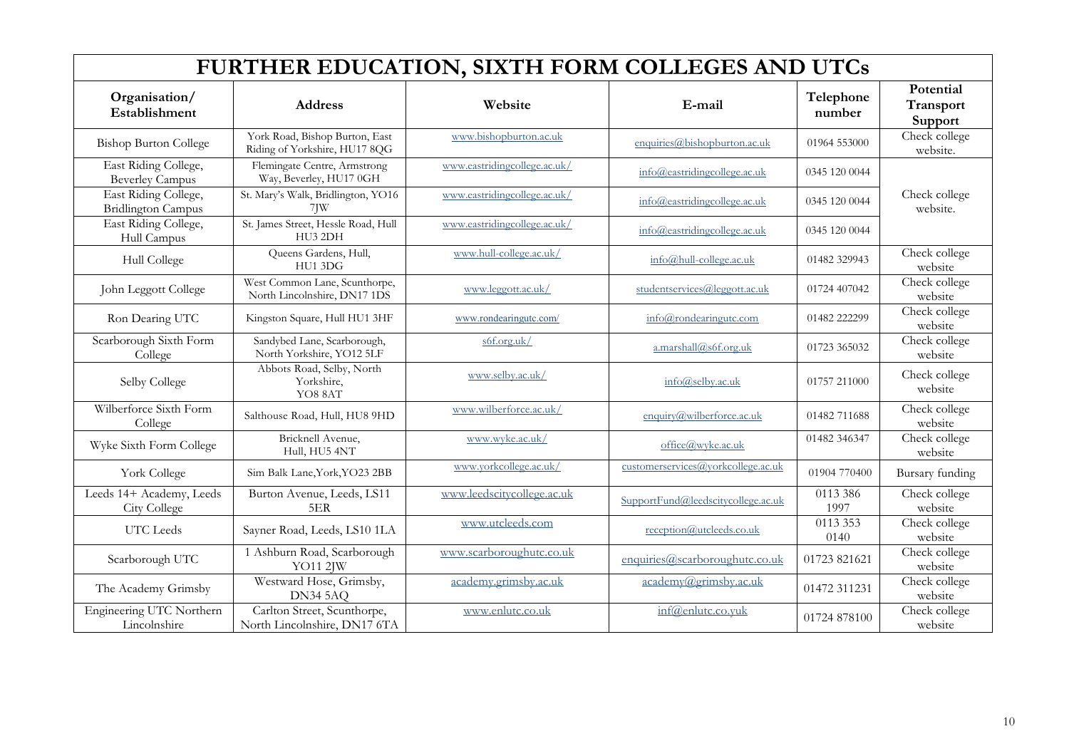# FURTHER EDUCATION, SIXTH FORM COLLEGES AND UTCs

| Organisation/ Establishment | Address | Website | E-mail | Telephone number | Potential Transport Support |
|---|---|---|---|---|---|
| Bishop Burton College | York Road, Bishop Burton, East Riding of Yorkshire, HU17 8QG | www.bishopburton.ac.uk | enquiries@bishopburton.ac.uk | 01964 553000 | Check college website. |
| East Riding College, Beverley Campus | Flemingate Centre, Armstrong Way, Beverley, HU17 0GH | www.eastridingcollege.ac.uk/ | info@eastridingcollege.ac.uk | 0345 120 0044 | Check college website. |
| East Riding College, Bridlington Campus | St. Mary's Walk, Bridlington, YO16 7JW | www.eastridingcollege.ac.uk/ | info@eastridingcollege.ac.uk | 0345 120 0044 | |
| East Riding College, Hull Campus | St. James Street, Hessle Road, Hull HU3 2DH | www.eastridingcollege.ac.uk/ | info@eastridingcollege.ac.uk | 0345 120 0044 | |
| Hull College | Queens Gardens, Hull, HU1 3DG | www.hull-college.ac.uk/ | info@hull-college.ac.uk | 01482 329943 | Check college website |
| John Leggott College | West Common Lane, Scunthorpe, North Lincolnshire, DN17 1DS | www.leggott.ac.uk/ | studentservices@leggott.ac.uk | 01724 407042 | Check college website |
| Ron Dearing UTC | Kingston Square, Hull HU1 3HF | www.rondearingutc.com/ | info@rondearingutc.com | 01482 222299 | Check college website |
| Scarborough Sixth Form College | Sandybed Lane, Scarborough, North Yorkshire, YO12 5LF | s6f.org.uk/ | a.marshall@s6f.org.uk | 01723 365032 | Check college website |
| Selby College | Abbots Road, Selby, North Yorkshire, YO8 8AT | www.selby.ac.uk/ | info@selby.ac.uk | 01757 211000 | Check college website |
| Wilberforce Sixth Form College | Salthouse Road, Hull, HU8 9HD | www.wilberforce.ac.uk/ | enquiry@wilberforce.ac.uk | 01482 711688 | Check college website |
| Wyke Sixth Form College | Bricknell Avenue, Hull, HU5 4NT | www.wyke.ac.uk/ | office@wyke.ac.uk | 01482 346347 | Check college website |
| York College | Sim Balk Lane,York,YO23 2BB | www.yorkcollege.ac.uk/ | customerservices@yorkcollege.ac.uk | 01904 770400 | Bursary funding |
| Leeds 14+ Academy, Leeds City College | Burton Avenue, Leeds, LS11 5ER | www.leedscitycollege.ac.uk | SupportFund@leedscitycollege.ac.uk | 0113 386 1997 | Check college website |
| UTC Leeds | Sayner Road, Leeds, LS10 1LA | www.utcleeds.com | reception@utcleeds.co.uk | 0113 353 0140 | Check college website |
| Scarborough UTC | 1 Ashburn Road, Scarborough YO11 2JW | www.scarboroughutc.co.uk | enquiries@scarboroughutc.co.uk | 01723 821621 | Check college website |
| The Academy Grimsby | Westward Hose, Grimsby, DN34 5AQ | academy.grimsby.ac.uk | academy@grimsby.ac.uk | 01472 311231 | Check college website |
| Engineering UTC Northern Lincolnshire | Carlton Street, Scunthorpe, North Lincolnshire, DN17 6TA | www.enlutc.co.uk | inf@enlutc.co.yuk | 01724 878100 | Check college website |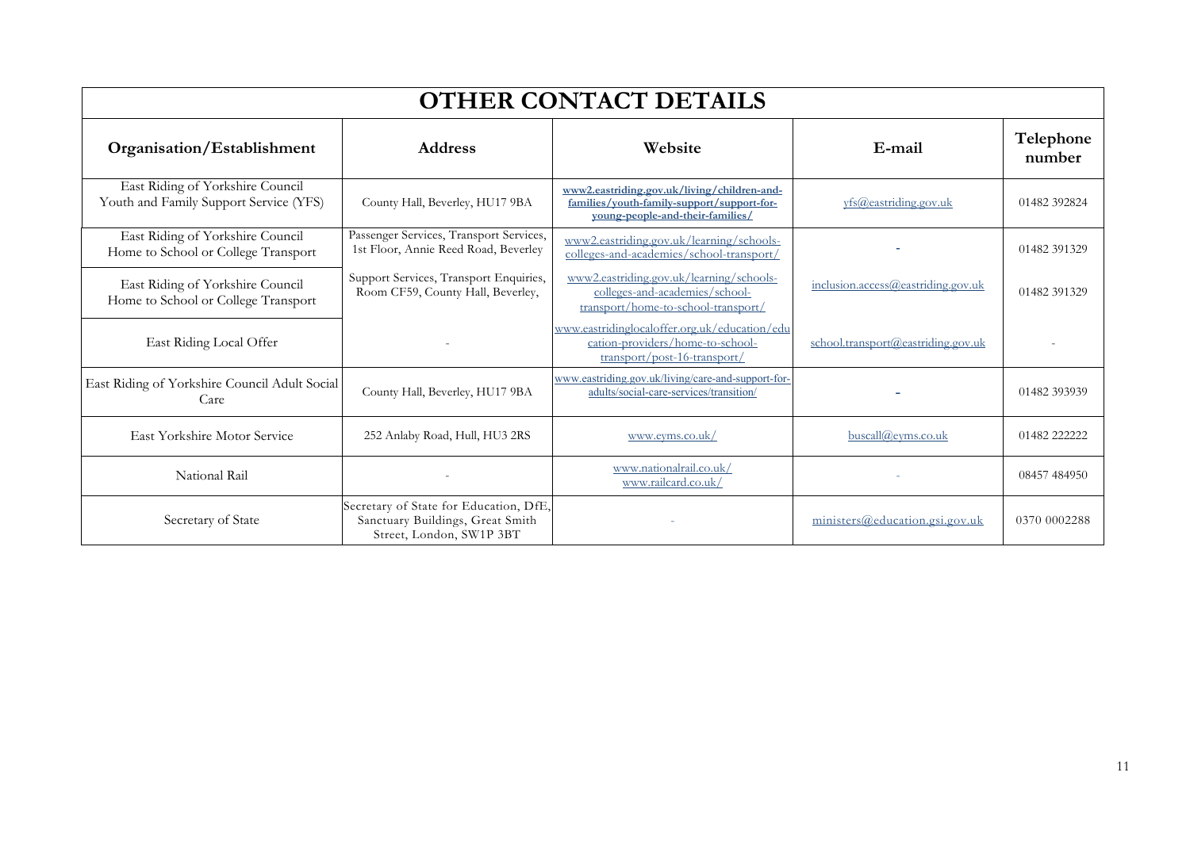# OTHER CONTACT DETAILS

| Organisation/Establishment | Address | Website | E-mail | Telephone number |
|---|---|---|---|---|
| East Riding of Yorkshire Council Youth and Family Support Service (YFS) | County Hall, Beverley, HU17 9BA | www2.eastriding.gov.uk/living/children-and-families/youth-family-support/support-for-young-people-and-their-families/ | yfs@eastriding.gov.uk | 01482 392824 |
| East Riding of Yorkshire Council Home to School or College Transport | Passenger Services, Transport Services, 1st Floor, Annie Reed Road, Beverley | www2.eastriding.gov.uk/learning/schools-colleges-and-academies/school-transport/ | - | 01482 391329 |
| East Riding of Yorkshire Council Home to School or College Transport | Support Services, Transport Enquiries, Room CF59, County Hall, Beverley, | www2.eastriding.gov.uk/learning/schools-colleges-and-academies/school-transport/home-to-school-transport/ | inclusion.access@eastriding.gov.uk | 01482 391329 |
| East Riding Local Offer | - | www.eastridinglocaloffer.org.uk/education/education-providers/home-to-school-transport/post-16-transport/ | school.transport@eastriding.gov.uk | - |
| East Riding of Yorkshire Council Adult Social Care | County Hall, Beverley, HU17 9BA | www.eastriding.gov.uk/living/care-and-support-for-adults/social-care-services/transition/ | - | 01482 393939 |
| East Yorkshire Motor Service | 252 Anlaby Road, Hull, HU3 2RS | www.eyms.co.uk/ | buscall@eyms.co.uk | 01482 222222 |
| National Rail | - | www.nationalrail.co.uk/ www.railcard.co.uk/ | - | 08457 484950 |
| Secretary of State | Secretary of State for Education, DfE, Sanctuary Buildings, Great Smith Street, London, SW1P 3BT | - | ministers@education.gsi.gov.uk | 0370 0002288 |